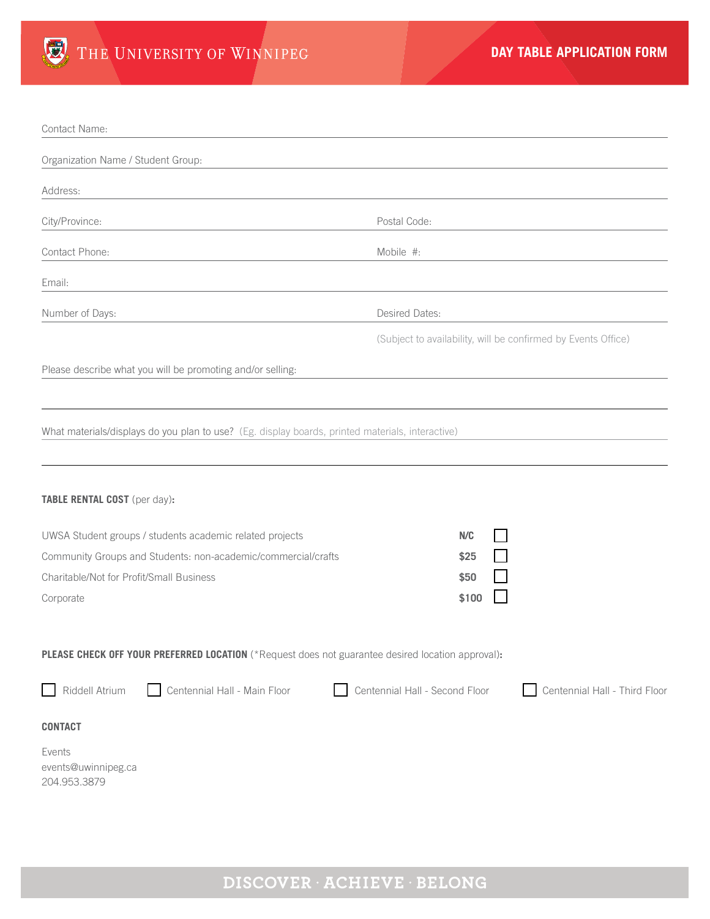The University of Winnipeg

# DAY TABLE APPLICATION FORM

Contact Name:

Organization Name / Student Group:

Address:

City/Province: Postal Code:

Contact Phone: Mobile #:

Email:

Number of Days: Desired Dates:

(Subject to availability, will be confirmed by Events Office)

Please describe what you will be promoting and/or selling:

What materials/displays do you plan to use? (Eg. display boards, printed materials, interactive)

**TABLE RENTAL COST** (per day)**:**

| | | |
|---|---|---|
| UWSA Student groups / students academic related projects | **N/C** | ☐ |
| Community Groups and Students: non-academic/commercial/crafts | **$25** | ☐ |
| Charitable/Not for Profit/Small Business | **$50** | ☐ |
| Corporate | **$100** | ☐ |

**PLEASE CHECK OFF YOUR PREFERRED LOCATION** (*Request does not guarantee desired location approval)**:**

☐ Riddell Atrium ☐ Centennial Hall - Main Floor ☐ Centennial Hall - Second Floor ☐ Centennial Hall - Third Floor

**CONTACT**

Events
events@uwinnipeg.ca
204.953.3879

DISCOVER · ACHIEVE · BELONG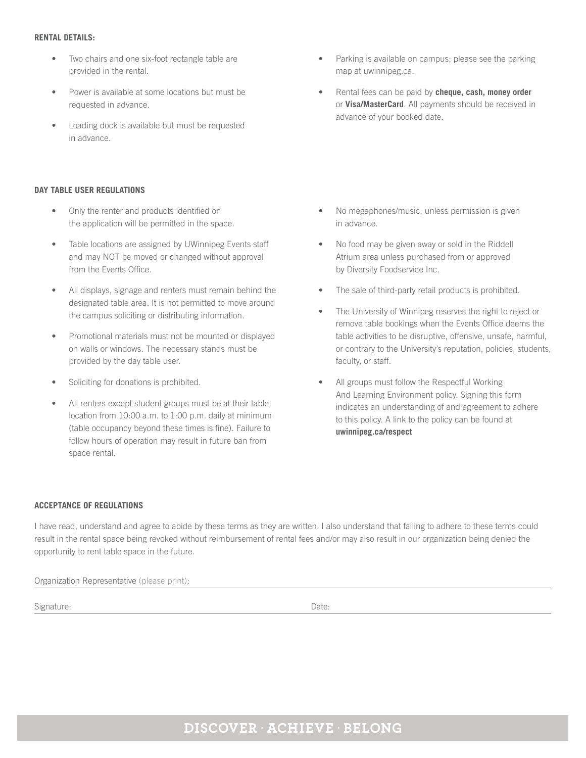## RENTAL DETAILS:

- Two chairs and one six-foot rectangle table are provided in the rental.
- Power is available at some locations but must be requested in advance.
- Loading dock is available but must be requested in advance.
- Parking is available on campus; please see the parking map at uwinnipeg.ca.
- Rental fees can be paid by **cheque, cash, money order** or **Visa/MasterCard**. All payments should be received in advance of your booked date.

## DAY TABLE USER REGULATIONS

- Only the renter and products identified on the application will be permitted in the space.
- Table locations are assigned by UWinnipeg Events staff and may NOT be moved or changed without approval from the Events Office.
- All displays, signage and renters must remain behind the designated table area. It is not permitted to move around the campus soliciting or distributing information.
- Promotional materials must not be mounted or displayed on walls or windows. The necessary stands must be provided by the day table user.
- Soliciting for donations is prohibited.
- All renters except student groups must be at their table location from 10:00 a.m. to 1:00 p.m. daily at minimum (table occupancy beyond these times is fine). Failure to follow hours of operation may result in future ban from space rental.
- No megaphones/music, unless permission is given in advance.
- No food may be given away or sold in the Riddell Atrium area unless purchased from or approved by Diversity Foodservice Inc.
- The sale of third-party retail products is prohibited.
- The University of Winnipeg reserves the right to reject or remove table bookings when the Events Office deems the table activities to be disruptive, offensive, unsafe, harmful, or contrary to the University's reputation, policies, students, faculty, or staff.
- All groups must follow the Respectful Working And Learning Environment policy. Signing this form indicates an understanding of and agreement to adhere to this policy. A link to the policy can be found at **uwinnipeg.ca/respect**

## ACCEPTANCE OF REGULATIONS

I have read, understand and agree to abide by these terms as they are written. I also understand that failing to adhere to these terms could result in the rental space being revoked without reimbursement of rental fees and/or may also result in our organization being denied the opportunity to rent table space in the future.

Organization Representative (please print): ______________________________

Signature: ______________________________ Date: ______________________________

DISCOVER · ACHIEVE · BELONG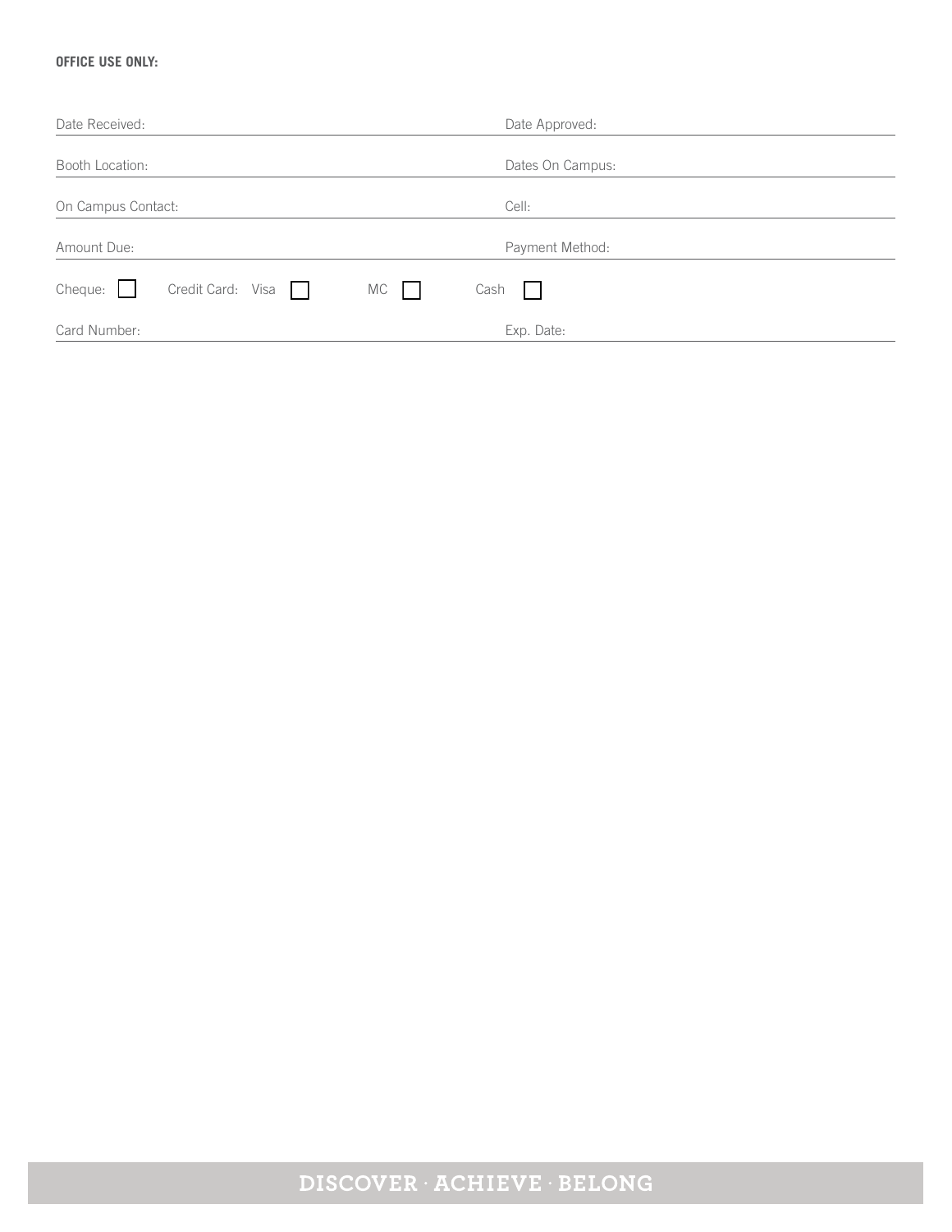**OFFICE USE ONLY:**

Date Received: \_\_\_\_\_\_\_\_\_\_\_\_\_\_\_\_\_\_\_\_ Date Approved: \_\_\_\_\_\_\_\_\_\_\_\_\_\_\_\_\_\_\_\_

Booth Location: \_\_\_\_\_\_\_\_\_\_\_\_\_\_\_\_\_\_\_\_ Dates On Campus: \_\_\_\_\_\_\_\_\_\_\_\_\_\_\_\_\_\_\_\_

On Campus Contact: \_\_\_\_\_\_\_\_\_\_\_\_\_\_\_\_\_\_\_\_ Cell: \_\_\_\_\_\_\_\_\_\_\_\_\_\_\_\_\_\_\_\_

Amount Due: \_\_\_\_\_\_\_\_\_\_\_\_\_\_\_\_\_\_\_\_ Payment Method: \_\_\_\_\_\_\_\_\_\_\_\_\_\_\_\_\_\_\_\_

Cheque: ☐ Credit Card: Visa ☐ MC ☐ Cash ☐

Card Number: \_\_\_\_\_\_\_\_\_\_\_\_\_\_\_\_\_\_\_\_ Exp. Date: \_\_\_\_\_\_\_\_\_\_\_\_\_\_\_\_\_\_\_\_

DISCOVER · ACHIEVE · BELONG